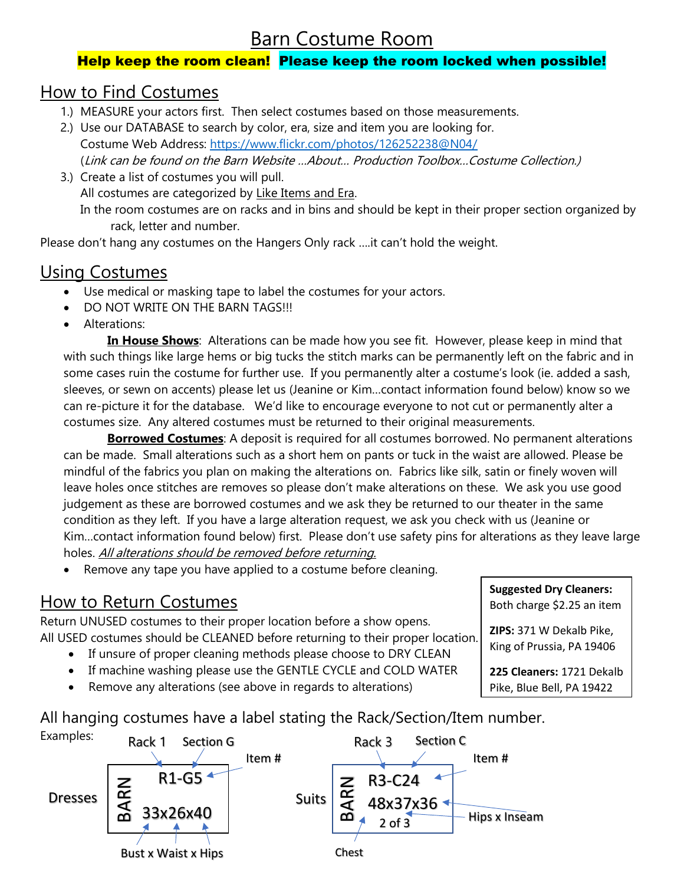# Barn Costume Room

**Help keep the room clean!** **Please keep the room locked when possible!**

## How to Find Costumes

1.) MEASURE your actors first. Then select costumes based on those measurements.
2.) Use our DATABASE to search by color, era, size and item you are looking for.
Costume Web Address: https://www.flickr.com/photos/126252238@N04/
(*Link can be found on the Barn Website …About… Production Toolbox…Costume Collection.)*
3.) Create a list of costumes you will pull.
All costumes are categorized by Like Items and Era.
In the room costumes are on racks and in bins and should be kept in their proper section organized by rack, letter and number.

Please don't hang any costumes on the Hangers Only rack ….it can't hold the weight.

## Using Costumes

- Use medical or masking tape to label the costumes for your actors.
- DO NOT WRITE ON THE BARN TAGS!!!
- Alterations:

**In House Shows**: Alterations can be made how you see fit. However, please keep in mind that with such things like large hems or big tucks the stitch marks can be permanently left on the fabric and in some cases ruin the costume for further use. If you permanently alter a costume's look (ie. added a sash, sleeves, or sewn on accents) please let us (Jeanine or Kim…contact information found below) know so we can re-picture it for the database. We'd like to encourage everyone to not cut or permanently alter a costumes size. Any altered costumes must be returned to their original measurements.

**Borrowed Costumes**: A deposit is required for all costumes borrowed. No permanent alterations can be made. Small alterations such as a short hem on pants or tuck in the waist are allowed. Please be mindful of the fabrics you plan on making the alterations on. Fabrics like silk, satin or finely woven will leave holes once stitches are removes so please don't make alterations on these. We ask you use good judgement as these are borrowed costumes and we ask they be returned to our theater in the same condition as they left. If you have a large alteration request, we ask you check with us (Jeanine or Kim…contact information found below) first. Please don't use safety pins for alterations as they leave large holes. *All alterations should be removed before returning.*

- Remove any tape you have applied to a costume before cleaning.

## How to Return Costumes

Return UNUSED costumes to their proper location before a show opens.
All USED costumes should be CLEANED before returning to their proper location.

- If unsure of proper cleaning methods please choose to DRY CLEAN
- If machine washing please use the GENTLE CYCLE and COLD WATER
- Remove any alterations (see above in regards to alterations)

**Suggested Dry Cleaners:**
Both charge $2.25 an item

**ZIPS:** 371 W Dekalb Pike, King of Prussia, PA 19406

**225 Cleaners:** 1721 Dekalb Pike, Blue Bell, PA 19422

All hanging costumes have a label stating the Rack/Section/Item number.

Examples:

Dresses — label: BARN R1-G5 33x26x40
- Rack 1, Section G, Item #
- Bust x Waist x Hips

Suits — label: BARN R3-C24 48x37x36 2 of 3
- Rack 3, Section C, Item #
- Chest, Hips x Inseam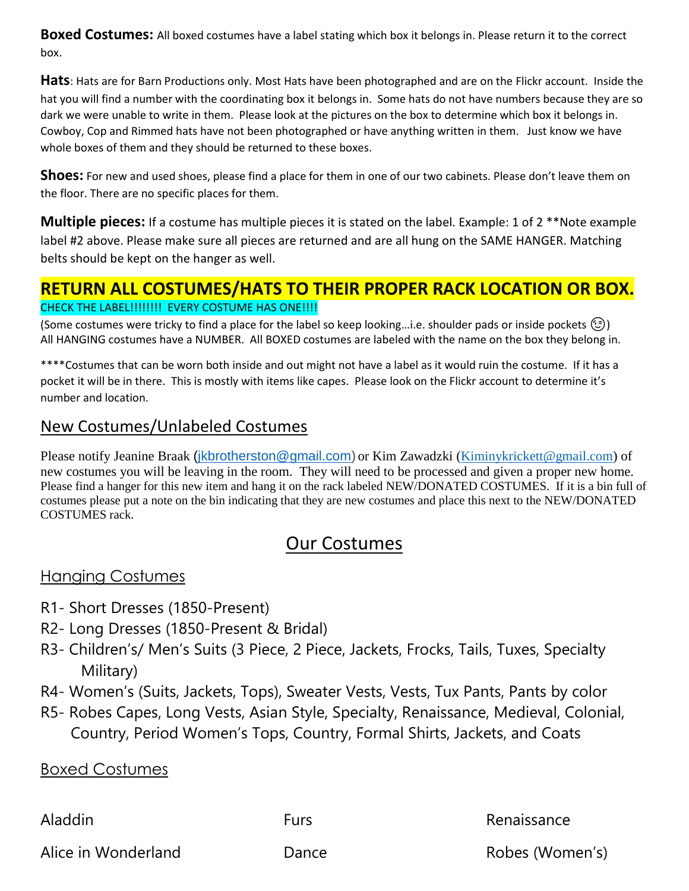**Boxed Costumes:** All boxed costumes have a label stating which box it belongs in. Please return it to the correct box.

**Hats**: Hats are for Barn Productions only. Most Hats have been photographed and are on the Flickr account. Inside the hat you will find a number with the coordinating box it belongs in. Some hats do not have numbers because they are so dark we were unable to write in them. Please look at the pictures on the box to determine which box it belongs in. Cowboy, Cop and Rimmed hats have not been photographed or have anything written in them. Just know we have whole boxes of them and they should be returned to these boxes.

**Shoes:** For new and used shoes, please find a place for them in one of our two cabinets. Please don't leave them on the floor. There are no specific places for them.

**Multiple pieces:** If a costume has multiple pieces it is stated on the label. Example: 1 of 2 **Note example label #2 above. Please make sure all pieces are returned and are all hung on the SAME HANGER. Matching belts should be kept on the hanger as well.

## RETURN ALL COSTUMES/HATS TO THEIR PROPER RACK LOCATION OR BOX.

CHECK THE LABEL!!!!!!!! EVERY COSTUME HAS ONE!!!!

(Some costumes were tricky to find a place for the label so keep looking…i.e. shoulder pads or inside pockets 😉)
All HANGING costumes have a NUMBER. All BOXED costumes are labeled with the name on the box they belong in.

****Costumes that can be worn both inside and out might not have a label as it would ruin the costume. If it has a pocket it will be in there. This is mostly with items like capes. Please look on the Flickr account to determine it's number and location.

## New Costumes/Unlabeled Costumes

Please notify Jeanine Braak (jkbrotherston@gmail.com) or Kim Zawadzki (Kiminykrickett@gmail.com) of new costumes you will be leaving in the room. They will need to be processed and given a proper new home. Please find a hanger for this new item and hang it on the rack labeled NEW/DONATED COSTUMES. If it is a bin full of costumes please put a note on the bin indicating that they are new costumes and place this next to the NEW/DONATED COSTUMES rack.

# Our Costumes

## Hanging Costumes

- R1- Short Dresses (1850-Present)
- R2- Long Dresses (1850-Present & Bridal)
- R3- Children's/ Men's Suits (3 Piece, 2 Piece, Jackets, Frocks, Tails, Tuxes, Specialty Military)
- R4- Women's (Suits, Jackets, Tops), Sweater Vests, Vests, Tux Pants, Pants by color
- R5- Robes Capes, Long Vests, Asian Style, Specialty, Renaissance, Medieval, Colonial, Country, Period Women's Tops, Country, Formal Shirts, Jackets, and Coats

## Boxed Costumes

| | | |
|---|---|---|
| Aladdin | Furs | Renaissance |
| Alice in Wonderland | Dance | Robes (Women's) |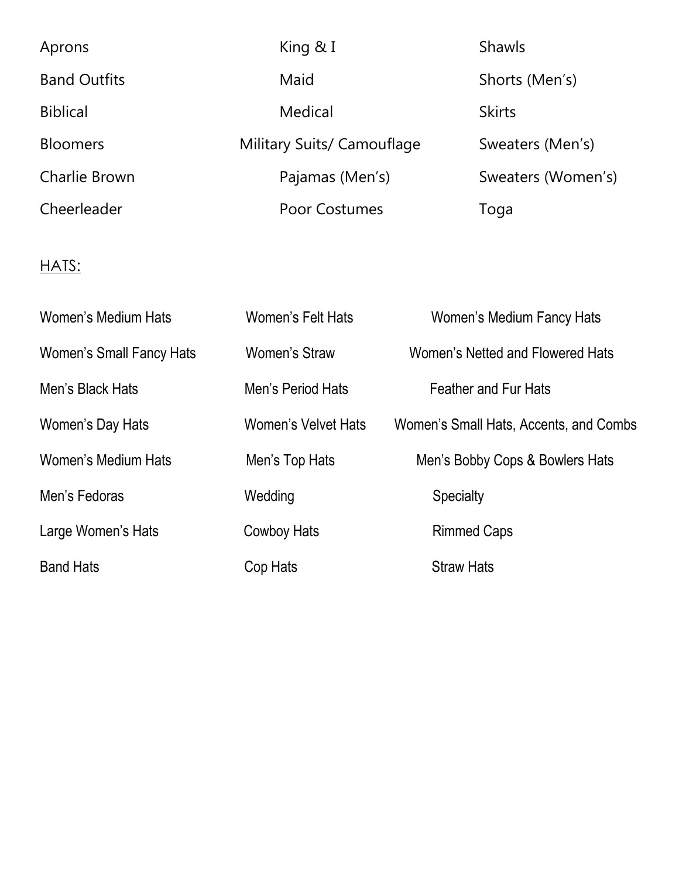| | | |
|---|---|---|
| Aprons | King & I | Shawls |
| Band Outfits | Maid | Shorts (Men's) |
| Biblical | Medical | Skirts |
| Bloomers | Military Suits/ Camouflage | Sweaters (Men's) |
| Charlie Brown | Pajamas (Men's) | Sweaters (Women's) |
| Cheerleader | Poor Costumes | Toga |

HATS:

| | | |
|---|---|---|
| Women's Medium Hats | Women's Felt Hats | Women's Medium Fancy Hats |
| Women's Small Fancy Hats | Women's Straw | Women's Netted and Flowered Hats |
| Men's Black Hats | Men's Period Hats | Feather and Fur Hats |
| Women's Day Hats | Women's Velvet Hats | Women's Small Hats, Accents, and Combs |
| Women's Medium Hats | Men's Top Hats | Men's Bobby Cops & Bowlers Hats |
| Men's Fedoras | Wedding | Specialty |
| Large Women's Hats | Cowboy Hats | Rimmed Caps |
| Band Hats | Cop Hats | Straw Hats |